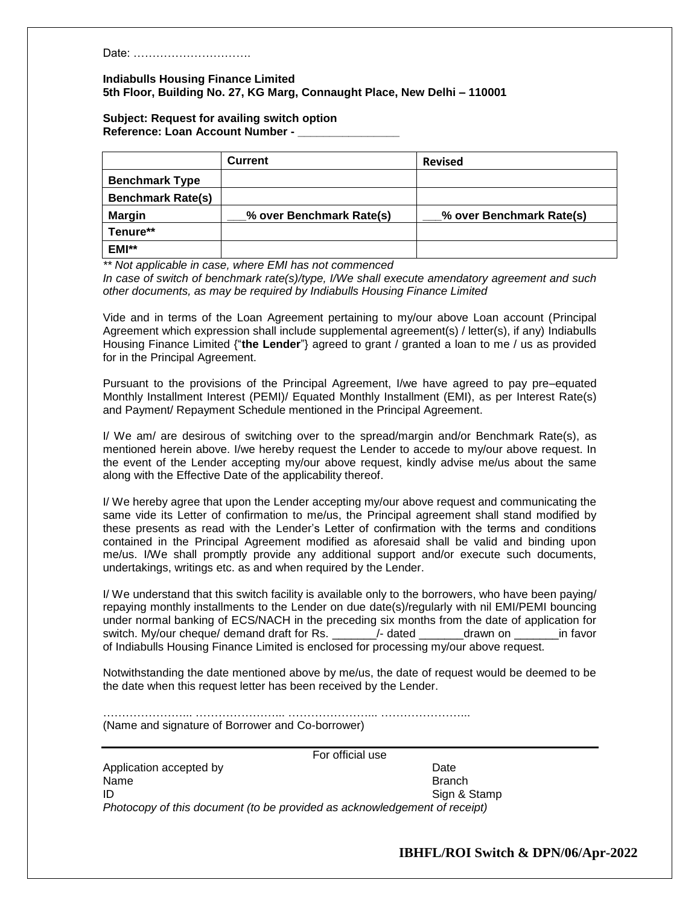Date: ………………………….

**Indiabulls Housing Finance Limited**
**5th Floor, Building No. 27, KG Marg, Connaught Place, New Delhi – 110001**

**Subject: Request for availing switch option**
**Reference: Loan Account Number - _______________**

| | Current | Revised |
|---|---|---|
| **Benchmark Type** | | |
| **Benchmark Rate(s)** | | |
| **Margin** | **___% over Benchmark Rate(s)** | **___% over Benchmark Rate(s)** |
| **Tenure**** | | |
| **EMI**** | | |

*** Not applicable in case, where EMI has not commenced*
*In case of switch of benchmark rate(s)/type, I/We shall execute amendatory agreement and such other documents, as may be required by Indiabulls Housing Finance Limited*

Vide and in terms of the Loan Agreement pertaining to my/our above Loan account (Principal Agreement which expression shall include supplemental agreement(s) / letter(s), if any) Indiabulls Housing Finance Limited {"**the Lender**"} agreed to grant / granted a loan to me / us as provided for in the Principal Agreement.

Pursuant to the provisions of the Principal Agreement, I/we have agreed to pay pre–equated Monthly Installment Interest (PEMI)/ Equated Monthly Installment (EMI), as per Interest Rate(s) and Payment/ Repayment Schedule mentioned in the Principal Agreement.

I/ We am/ are desirous of switching over to the spread/margin and/or Benchmark Rate(s), as mentioned herein above. I/we hereby request the Lender to accede to my/our above request. In the event of the Lender accepting my/our above request, kindly advise me/us about the same along with the Effective Date of the applicability thereof.

I/ We hereby agree that upon the Lender accepting my/our above request and communicating the same vide its Letter of confirmation to me/us, the Principal agreement shall stand modified by these presents as read with the Lender's Letter of confirmation with the terms and conditions contained in the Principal Agreement modified as aforesaid shall be valid and binding upon me/us. I/We shall promptly provide any additional support and/or execute such documents, undertakings, writings etc. as and when required by the Lender.

I/ We understand that this switch facility is available only to the borrowers, who have been paying/ repaying monthly installments to the Lender on due date(s)/regularly with nil EMI/PEMI bouncing under normal banking of ECS/NACH in the preceding six months from the date of application for switch. My/our cheque/ demand draft for Rs. _______/- dated _______drawn on _______in favor of Indiabulls Housing Finance Limited is enclosed for processing my/our above request.

Notwithstanding the date mentioned above by me/us, the date of request would be deemed to be the date when this request letter has been received by the Lender.

…………………... …………………... …………………... …………………...
(Name and signature of Borrower and Co-borrower)

For official use

Application accepted by — Date
Name — Branch
ID — Sign & Stamp

*Photocopy of this document (to be provided as acknowledgement of receipt)*

**IBHFL/ROI Switch & DPN/06/Apr-2022**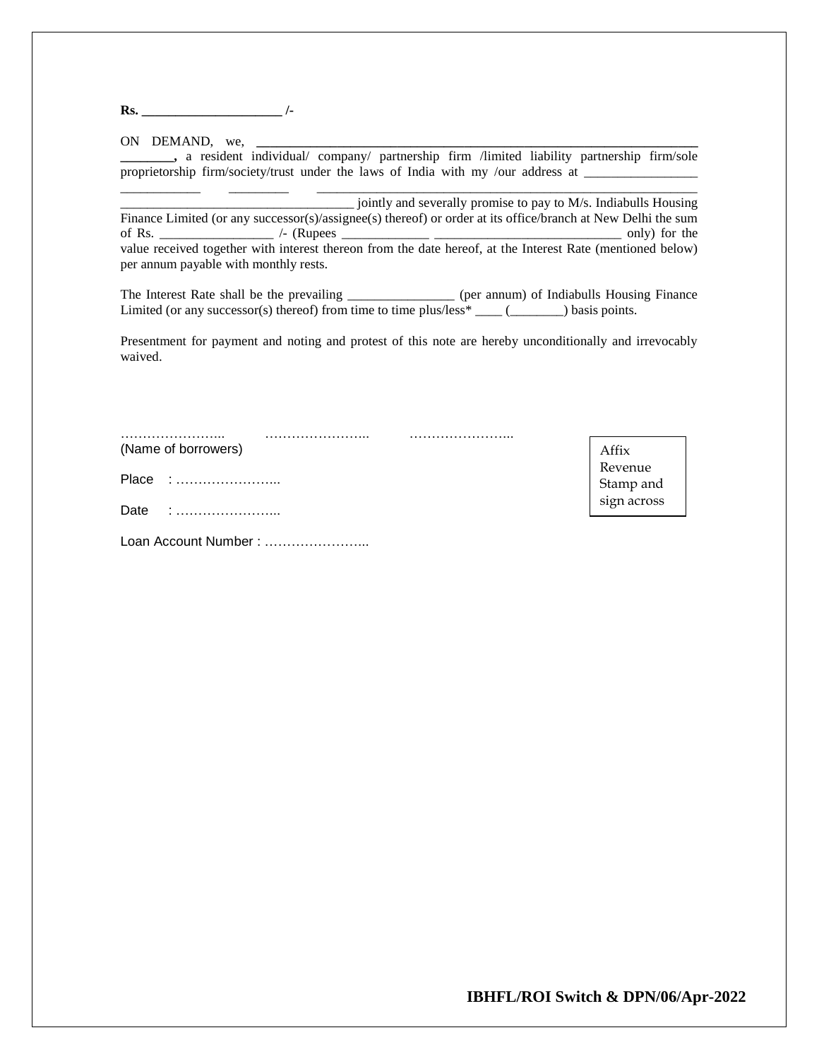**Rs. ____________________ /-**

ON DEMAND, we, ______________________________________________________________ **________,** a resident individual/ company/ partnership firm /limited liability partnership firm/sole proprietorship firm/society/trust under the laws of India with my /our address at _________________ ____________ _________ ____________________________________________________________ ___________________________________ jointly and severally promise to pay to M/s. Indiabulls Housing Finance Limited (or any successor(s)/assignee(s) thereof) or order at its office/branch at New Delhi the sum of Rs. _________________ /- (Rupees _____________ ____________________________ only) for the value received together with interest thereon from the date hereof, at the Interest Rate (mentioned below) per annum payable with monthly rests.

The Interest Rate shall be the prevailing ________________ (per annum) of Indiabulls Housing Finance Limited (or any successor(s) thereof) from time to time plus/less* ____ (________) basis points.

Presentment for payment and noting and protest of this note are hereby unconditionally and irrevocably waived.

…………………... …………………... …………………...
(Name of borrowers)

Affix Revenue Stamp and sign across

Place : …………………...

Date : …………………...

Loan Account Number : …………………...

**IBHFL/ROI Switch & DPN/06/Apr-2022**